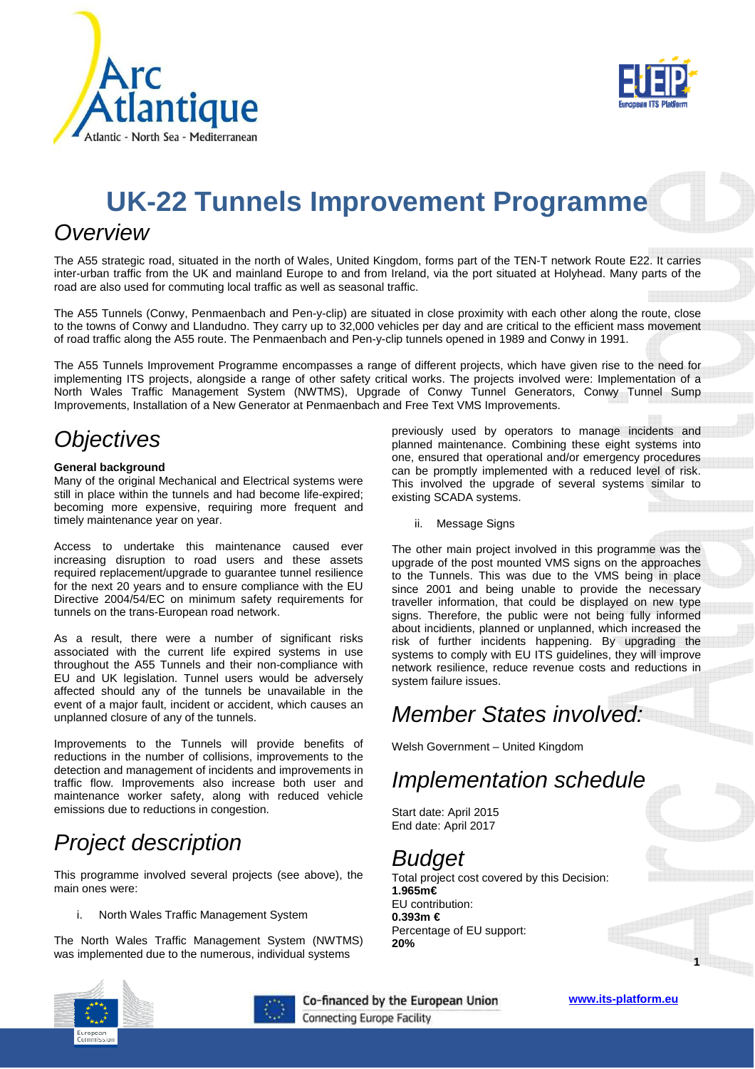# UK-22 Tunnels Improvement Programme

## Overview

The A55 strategic road, situated in the north of Wales, United Kingdom, forms part of the TEN-T network Route E22. It carries inter-urban traffic from the UK and mainland Europe to and from Ireland, via the port situated at Holyhead. Many parts of the road are also used for commuting local traffic as well as seasonal traffic.

The A55 Tunnels (Conwy, Penmaenbach and Pen-y-clip) are situated in close proximity with each other along the route, close to the towns of Conwy and Llandudno. They carry up to 32,000 vehicles per day and are critical to the efficient mass movement of road traffic along the A55 route. The Penmaenbach and Pen-y-clip tunnels opened in 1989 and Conwy in 1991.

The A55 Tunnels Improvement Programme encompasses a range of different projects, which have given rise to the need for implementing ITS projects, alongside a range of other safety critical works. The projects involved were: Implementation of a North Wales Traffic Management System (NWTMS), Upgrade of Conwy Tunnel Generators, Conwy Tunnel Sump Improvements, Installation of a New Generator at Penmaenbach and Free Text VMS Improvements.

## Objectives

**General background**

Many of the original Mechanical and Electrical systems were still in place within the tunnels and had become life-expired; becoming more expensive, requiring more frequent and timely maintenance year on year.

Access to undertake this maintenance caused ever increasing disruption to road users and these assets required replacement/upgrade to guarantee tunnel resilience for the next 20 years and to ensure compliance with the EU Directive 2004/54/EC on minimum safety requirements for tunnels on the trans-European road network.

As a result, there were a number of significant risks associated with the current life expired systems in use throughout the A55 Tunnels and their non-compliance with EU and UK legislation. Tunnel users would be adversely affected should any of the tunnels be unavailable in the event of a major fault, incident or accident, which causes an unplanned closure of any of the tunnels.

Improvements to the Tunnels will provide benefits of reductions in the number of collisions, improvements to the detection and management of incidents and improvements in traffic flow. Improvements also increase both user and maintenance worker safety, along with reduced vehicle emissions due to reductions in congestion.

## Project description

This programme involved several projects (see above), the main ones were:

i. North Wales Traffic Management System

The North Wales Traffic Management System (NWTMS) was implemented due to the numerous, individual systems previously used by operators to manage incidents and planned maintenance. Combining these eight systems into one, ensured that operational and/or emergency procedures can be promptly implemented with a reduced level of risk. This involved the upgrade of several systems similar to existing SCADA systems.

ii. Message Signs

The other main project involved in this programme was the upgrade of the post mounted VMS signs on the approaches to the Tunnels. This was due to the VMS being in place since 2001 and being unable to provide the necessary traveller information, that could be displayed on new type signs. Therefore, the public were not being fully informed about incidients, planned or unplanned, which increased the risk of further incidents happening. By upgrading the systems to comply with EU ITS guidelines, they will improve network resilience, reduce revenue costs and reductions in system failure issues.

## Member States involved:

Welsh Government – United Kingdom

## Implementation schedule

Start date: April 2015
End date: April 2017

## Budget

Total project cost covered by this Decision:
**1.965m€**
EU contribution:
**0.393m €**
Percentage of EU support:
**20%**

Co-financed by the European Union
Connecting Europe Facility

www.its-platform.eu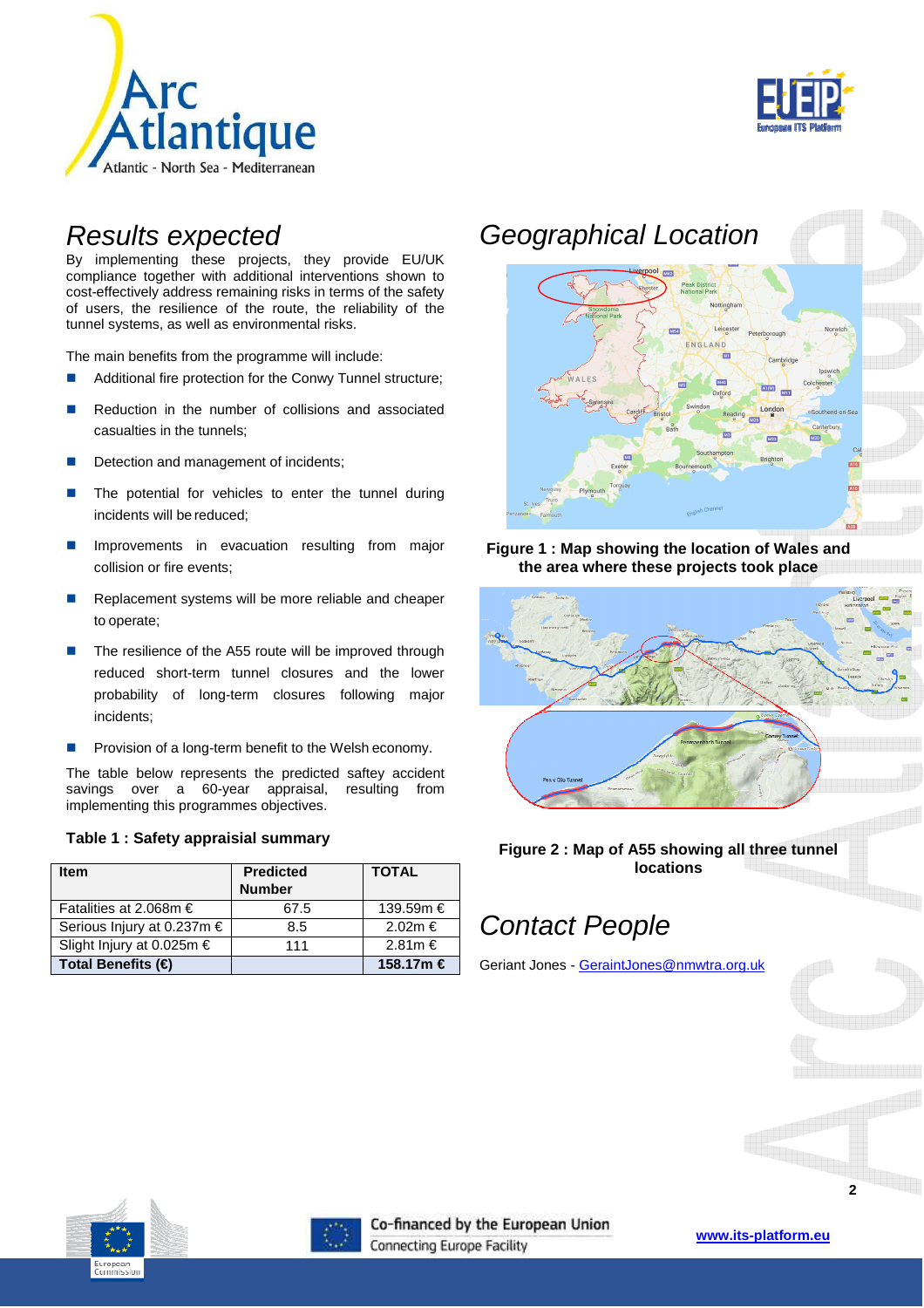## Results expected

By implementing these projects, they provide EU/UK compliance together with additional interventions shown to cost-effectively address remaining risks in terms of the safety of users, the resilience of the route, the reliability of the tunnel systems, as well as environmental risks.

The main benefits from the programme will include:

- Additional fire protection for the Conwy Tunnel structure;
- Reduction in the number of collisions and associated casualties in the tunnels;
- Detection and management of incidents;
- The potential for vehicles to enter the tunnel during incidents will be reduced;
- Improvements in evacuation resulting from major collision or fire events;
- Replacement systems will be more reliable and cheaper to operate;
- The resilience of the A55 route will be improved through reduced short-term tunnel closures and the lower probability of long-term closures following major incidents;
- Provision of a long-term benefit to the Welsh economy.

The table below represents the predicted saftey accident savings over a 60-year appraisal, resulting from implementing this programmes objectives.

**Table 1 : Safety appraisial summary**

| Item | Predicted Number | TOTAL |
|---|---|---|
| Fatalities at 2.068m € | 67.5 | 139.59m € |
| Serious Injury at 0.237m € | 8.5 | 2.02m € |
| Slight Injury at 0.025m € | 111 | 2.81m € |
| **Total Benefits (€)** | | **158.17m €** |

## Geographical Location

**Figure 1 : Map showing the location of Wales and the area where these projects took place**

**Figure 2 : Map of A55 showing all three tunnel locations**

## Contact People

Geriant Jones - GeraintJones@nmwtra.org.uk

Co-financed by the European Union
Connecting Europe Facility

www.its-platform.eu